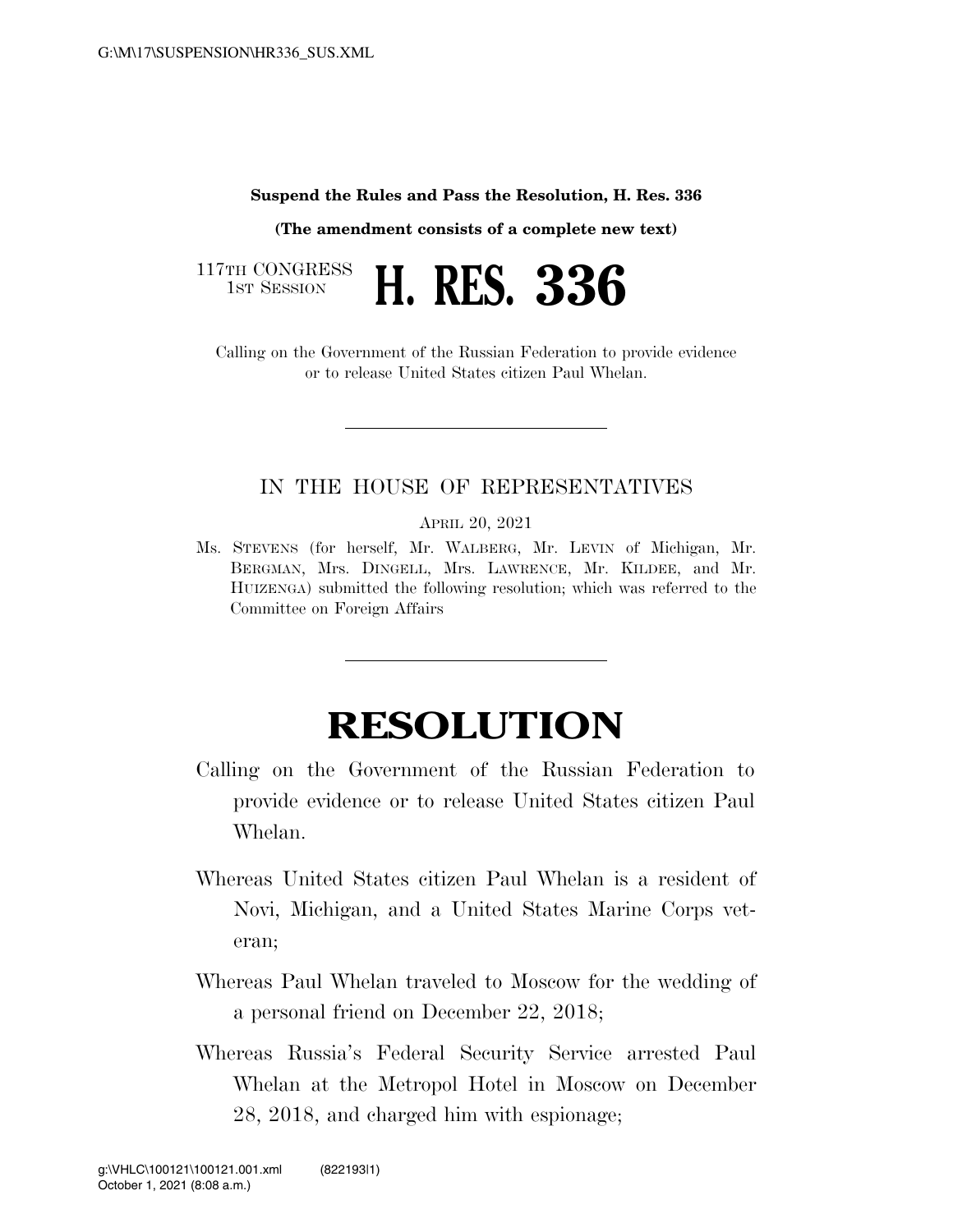**Suspend the Rules and Pass the Resolution, H. Res. 336**

**(The amendment consists of a complete new text)**

117TH CONGRESS
1ST SESSION

# H. RES. 336

Calling on the Government of the Russian Federation to provide evidence or to release United States citizen Paul Whelan.

---

IN THE HOUSE OF REPRESENTATIVES

APRIL 20, 2021

Ms. STEVENS (for herself, Mr. WALBERG, Mr. LEVIN of Michigan, Mr. BERGMAN, Mrs. DINGELL, Mrs. LAWRENCE, Mr. KILDEE, and Mr. HUIZENGA) submitted the following resolution; which was referred to the Committee on Foreign Affairs

---

# RESOLUTION

Calling on the Government of the Russian Federation to provide evidence or to release United States citizen Paul Whelan.

Whereas United States citizen Paul Whelan is a resident of Novi, Michigan, and a United States Marine Corps veteran;

Whereas Paul Whelan traveled to Moscow for the wedding of a personal friend on December 22, 2018;

Whereas Russia's Federal Security Service arrested Paul Whelan at the Metropol Hotel in Moscow on December 28, 2018, and charged him with espionage;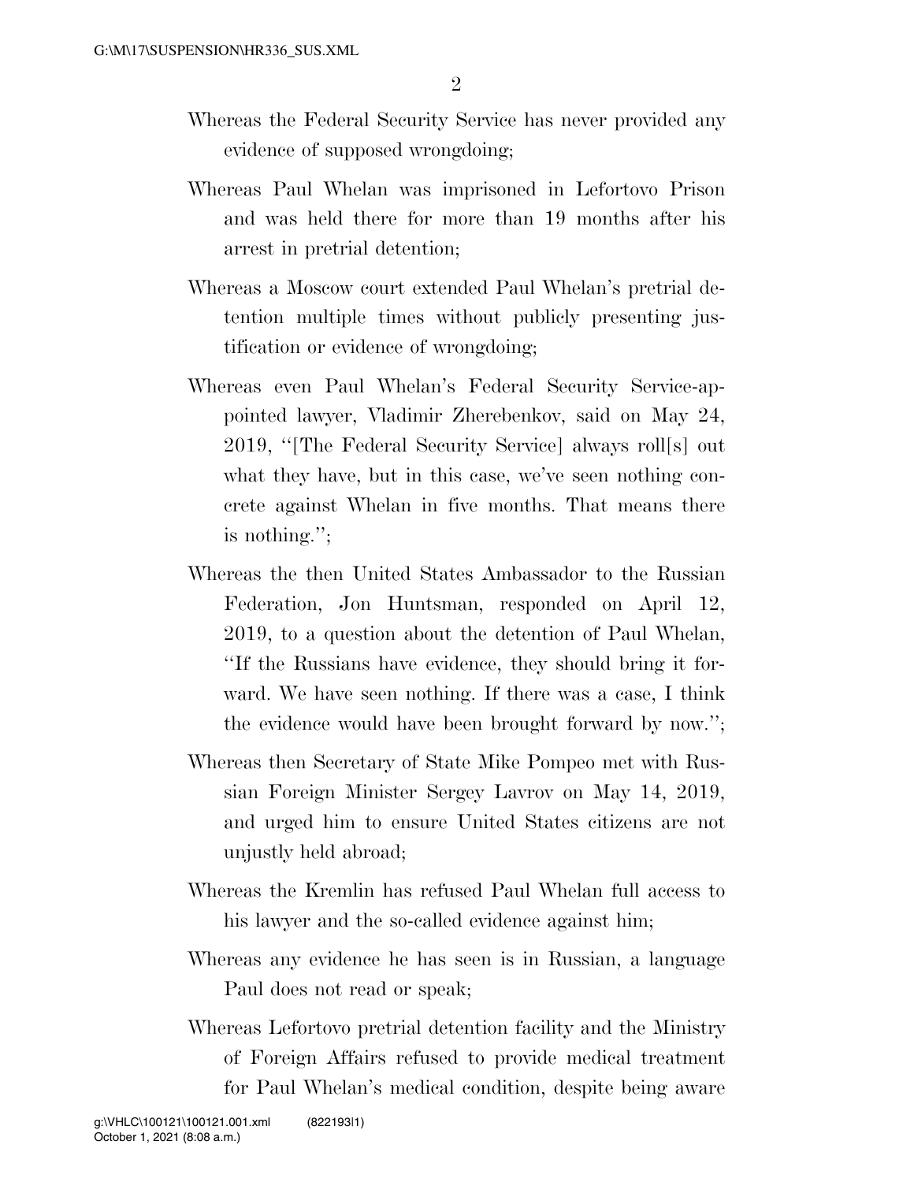Whereas the Federal Security Service has never provided any evidence of supposed wrongdoing;

Whereas Paul Whelan was imprisoned in Lefortovo Prison and was held there for more than 19 months after his arrest in pretrial detention;

Whereas a Moscow court extended Paul Whelan's pretrial detention multiple times without publicly presenting justification or evidence of wrongdoing;

Whereas even Paul Whelan's Federal Security Service-appointed lawyer, Vladimir Zherebenkov, said on May 24, 2019, "[The Federal Security Service] always roll[s] out what they have, but in this case, we've seen nothing concrete against Whelan in five months. That means there is nothing.";

Whereas the then United States Ambassador to the Russian Federation, Jon Huntsman, responded on April 12, 2019, to a question about the detention of Paul Whelan, "If the Russians have evidence, they should bring it forward. We have seen nothing. If there was a case, I think the evidence would have been brought forward by now.";

Whereas then Secretary of State Mike Pompeo met with Russian Foreign Minister Sergey Lavrov on May 14, 2019, and urged him to ensure United States citizens are not unjustly held abroad;

Whereas the Kremlin has refused Paul Whelan full access to his lawyer and the so-called evidence against him;

Whereas any evidence he has seen is in Russian, a language Paul does not read or speak;

Whereas Lefortovo pretrial detention facility and the Ministry of Foreign Affairs refused to provide medical treatment for Paul Whelan's medical condition, despite being aware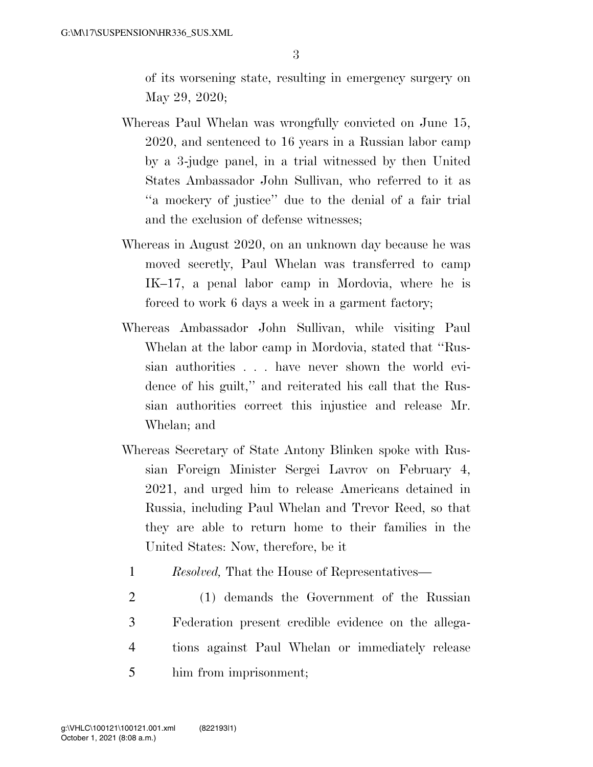of its worsening state, resulting in emergency surgery on May 29, 2020;

Whereas Paul Whelan was wrongfully convicted on June 15, 2020, and sentenced to 16 years in a Russian labor camp by a 3-judge panel, in a trial witnessed by then United States Ambassador John Sullivan, who referred to it as "a mockery of justice" due to the denial of a fair trial and the exclusion of defense witnesses;

Whereas in August 2020, on an unknown day because he was moved secretly, Paul Whelan was transferred to camp IK–17, a penal labor camp in Mordovia, where he is forced to work 6 days a week in a garment factory;

Whereas Ambassador John Sullivan, while visiting Paul Whelan at the labor camp in Mordovia, stated that "Russian authorities . . . have never shown the world evidence of his guilt," and reiterated his call that the Russian authorities correct this injustice and release Mr. Whelan; and

Whereas Secretary of State Antony Blinken spoke with Russian Foreign Minister Sergei Lavrov on February 4, 2021, and urged him to release Americans detained in Russia, including Paul Whelan and Trevor Reed, so that they are able to return home to their families in the United States: Now, therefore, be it

1 *Resolved,* That the House of Representatives—

2 (1) demands the Government of the Russian
3 Federation present credible evidence on the allega-
4 tions against Paul Whelan or immediately release
5 him from imprisonment;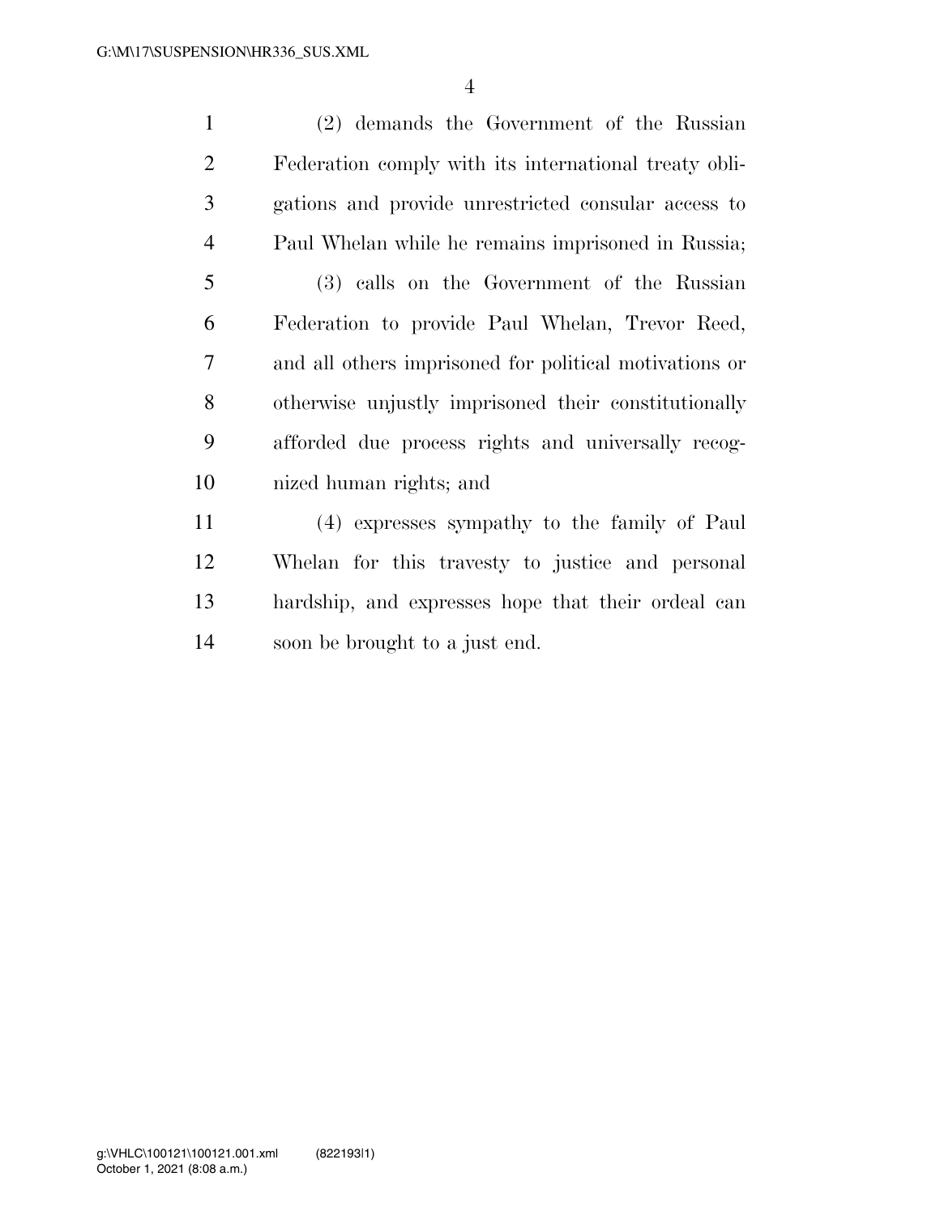(2) demands the Government of the Russian Federation comply with its international treaty obligations and provide unrestricted consular access to Paul Whelan while he remains imprisoned in Russia;

(3) calls on the Government of the Russian Federation to provide Paul Whelan, Trevor Reed, and all others imprisoned for political motivations or otherwise unjustly imprisoned their constitutionally afforded due process rights and universally recognized human rights; and

(4) expresses sympathy to the family of Paul Whelan for this travesty to justice and personal hardship, and expresses hope that their ordeal can soon be brought to a just end.